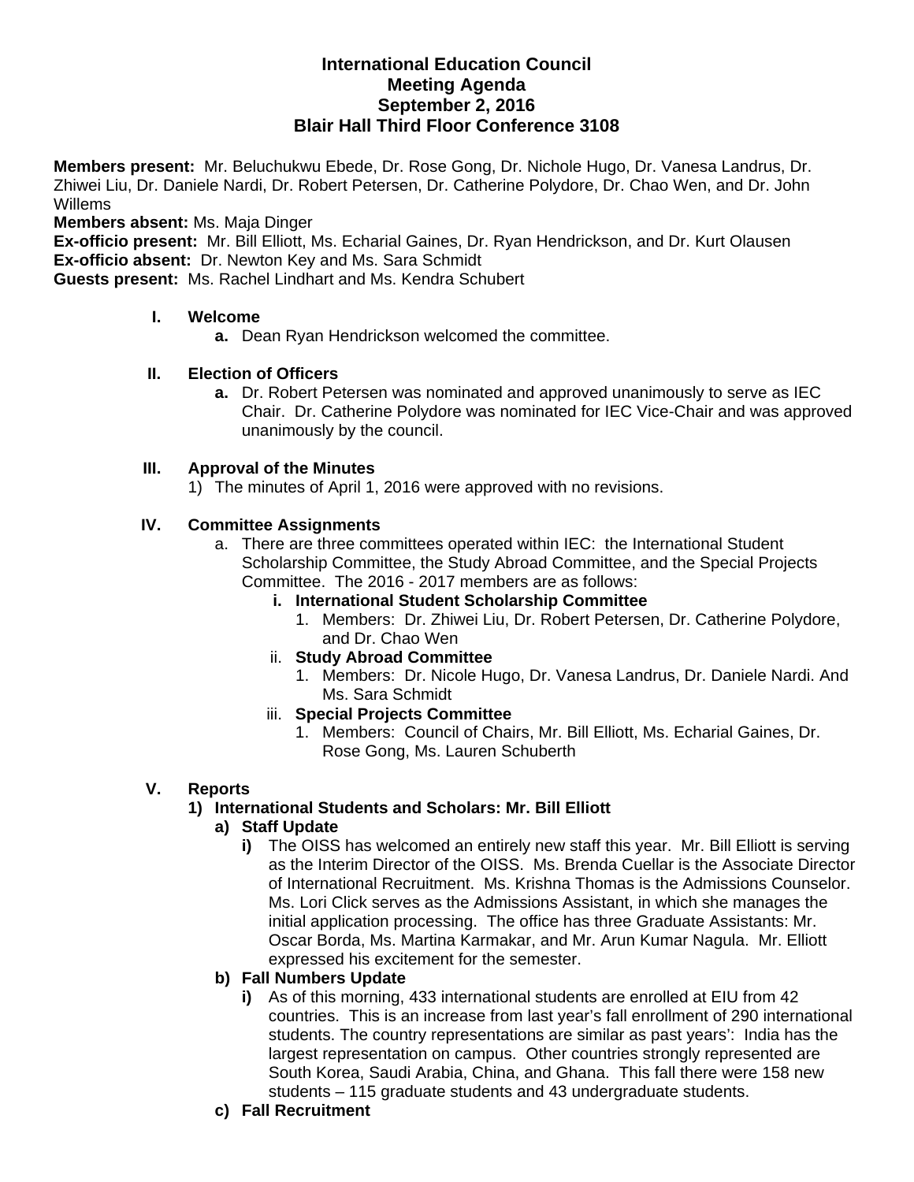# International Education Council
## Meeting Agenda
## September 2, 2016
## Blair Hall Third Floor Conference 3108

**Members present:** Mr. Beluchukwu Ebede, Dr. Rose Gong, Dr. Nichole Hugo, Dr. Vanesa Landrus, Dr. Zhiwei Liu, Dr. Daniele Nardi, Dr. Robert Petersen, Dr. Catherine Polydore, Dr. Chao Wen, and Dr. John Willems
**Members absent:** Ms. Maja Dinger
**Ex-officio present:** Mr. Bill Elliott, Ms. Echarial Gaines, Dr. Ryan Hendrickson, and Dr. Kurt Olausen
**Ex-officio absent:** Dr. Newton Key and Ms. Sara Schmidt
**Guests present:** Ms. Rachel Lindhart and Ms. Kendra Schubert

I. **Welcome**
   - **a.** Dean Ryan Hendrickson welcomed the committee.

II. **Election of Officers**
   - **a.** Dr. Robert Petersen was nominated and approved unanimously to serve as IEC Chair. Dr. Catherine Polydore was nominated for IEC Vice-Chair and was approved unanimously by the council.

III. **Approval of the Minutes**
   1) The minutes of April 1, 2016 were approved with no revisions.

IV. **Committee Assignments**
   - a. There are three committees operated within IEC: the International Student Scholarship Committee, the Study Abroad Committee, and the Special Projects Committee. The 2016 - 2017 members are as follows:
     - **i. International Student Scholarship Committee**
       1. Members: Dr. Zhiwei Liu, Dr. Robert Petersen, Dr. Catherine Polydore, and Dr. Chao Wen
     - ii. **Study Abroad Committee**
       1. Members: Dr. Nicole Hugo, Dr. Vanesa Landrus, Dr. Daniele Nardi. And Ms. Sara Schmidt
     - iii. **Special Projects Committee**
       1. Members: Council of Chairs, Mr. Bill Elliott, Ms. Echarial Gaines, Dr. Rose Gong, Ms. Lauren Schuberth

V. **Reports**
   1) **International Students and Scholars: Mr. Bill Elliott**
      - **a) Staff Update**
        - **i)** The OISS has welcomed an entirely new staff this year. Mr. Bill Elliott is serving as the Interim Director of the OISS. Ms. Brenda Cuellar is the Associate Director of International Recruitment. Ms. Krishna Thomas is the Admissions Counselor. Ms. Lori Click serves as the Admissions Assistant, in which she manages the initial application processing. The office has three Graduate Assistants: Mr. Oscar Borda, Ms. Martina Karmakar, and Mr. Arun Kumar Nagula. Mr. Elliott expressed his excitement for the semester.
      - **b) Fall Numbers Update**
        - **i)** As of this morning, 433 international students are enrolled at EIU from 42 countries. This is an increase from last year's fall enrollment of 290 international students. The country representations are similar as past years': India has the largest representation on campus. Other countries strongly represented are South Korea, Saudi Arabia, China, and Ghana. This fall there were 158 new students – 115 graduate students and 43 undergraduate students.
      - **c) Fall Recruitment**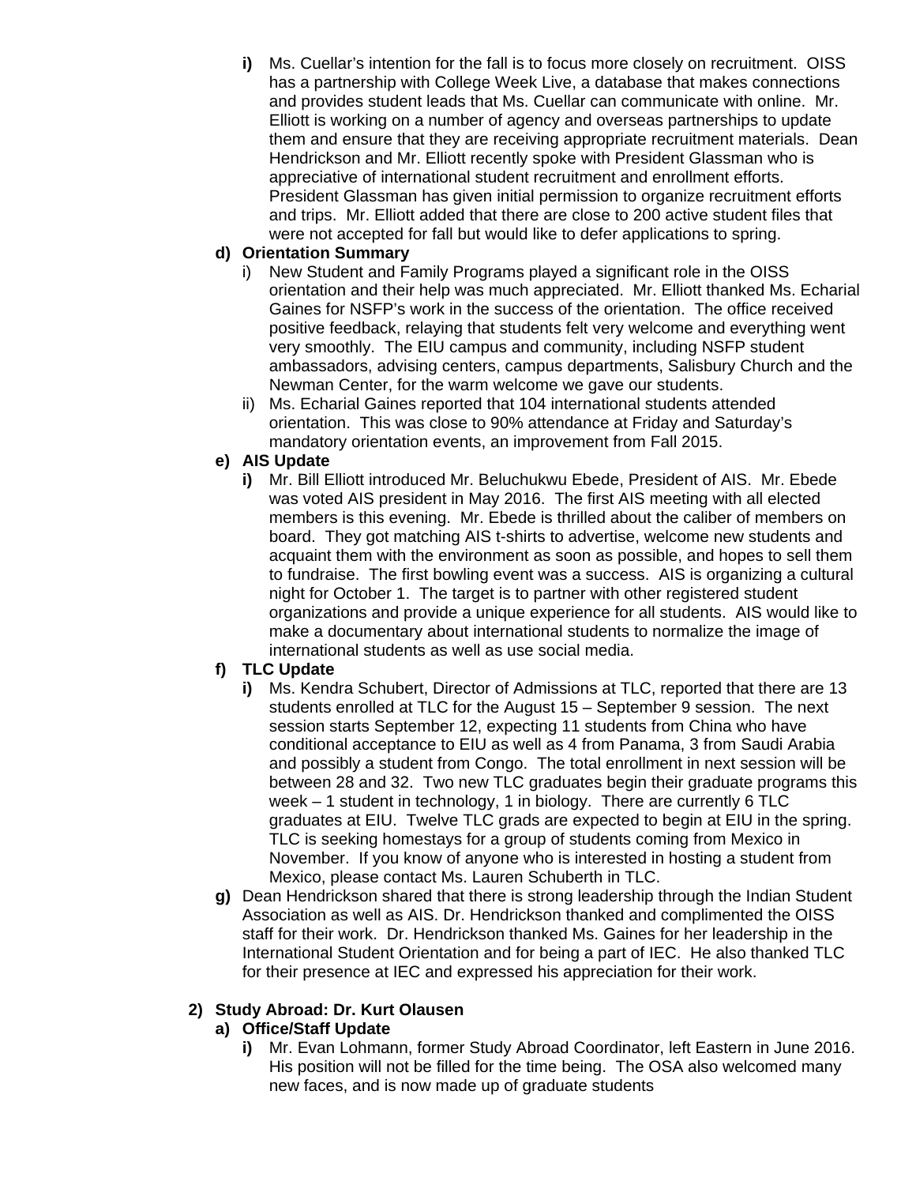i) Ms. Cuellar's intention for the fall is to focus more closely on recruitment. OISS has a partnership with College Week Live, a database that makes connections and provides student leads that Ms. Cuellar can communicate with online. Mr. Elliott is working on a number of agency and overseas partnerships to update them and ensure that they are receiving appropriate recruitment materials. Dean Hendrickson and Mr. Elliott recently spoke with President Glassman who is appreciative of international student recruitment and enrollment efforts. President Glassman has given initial permission to organize recruitment efforts and trips. Mr. Elliott added that there are close to 200 active student files that were not accepted for fall but would like to defer applications to spring.

d) **Orientation Summary**
   i) New Student and Family Programs played a significant role in the OISS orientation and their help was much appreciated. Mr. Elliott thanked Ms. Echarial Gaines for NSFP's work in the success of the orientation. The office received positive feedback, relaying that students felt very welcome and everything went very smoothly. The EIU campus and community, including NSFP student ambassadors, advising centers, campus departments, Salisbury Church and the Newman Center, for the warm welcome we gave our students.
   ii) Ms. Echarial Gaines reported that 104 international students attended orientation. This was close to 90% attendance at Friday and Saturday's mandatory orientation events, an improvement from Fall 2015.

e) **AIS Update**
   i) Mr. Bill Elliott introduced Mr. Beluchukwu Ebede, President of AIS. Mr. Ebede was voted AIS president in May 2016. The first AIS meeting with all elected members is this evening. Mr. Ebede is thrilled about the caliber of members on board. They got matching AIS t-shirts to advertise, welcome new students and acquaint them with the environment as soon as possible, and hopes to sell them to fundraise. The first bowling event was a success. AIS is organizing a cultural night for October 1. The target is to partner with other registered student organizations and provide a unique experience for all students. AIS would like to make a documentary about international students to normalize the image of international students as well as use social media.

f) **TLC Update**
   i) Ms. Kendra Schubert, Director of Admissions at TLC, reported that there are 13 students enrolled at TLC for the August 15 – September 9 session. The next session starts September 12, expecting 11 students from China who have conditional acceptance to EIU as well as 4 from Panama, 3 from Saudi Arabia and possibly a student from Congo. The total enrollment in next session will be between 28 and 32. Two new TLC graduates begin their graduate programs this week – 1 student in technology, 1 in biology. There are currently 6 TLC graduates at EIU. Twelve TLC grads are expected to begin at EIU in the spring. TLC is seeking homestays for a group of students coming from Mexico in November. If you know of anyone who is interested in hosting a student from Mexico, please contact Ms. Lauren Schuberth in TLC.

g) Dean Hendrickson shared that there is strong leadership through the Indian Student Association as well as AIS. Dr. Hendrickson thanked and complimented the OISS staff for their work. Dr. Hendrickson thanked Ms. Gaines for her leadership in the International Student Orientation and for being a part of IEC. He also thanked TLC for their presence at IEC and expressed his appreciation for their work.

2) **Study Abroad: Dr. Kurt Olausen**

a) **Office/Staff Update**
   i) Mr. Evan Lohmann, former Study Abroad Coordinator, left Eastern in June 2016. His position will not be filled for the time being. The OSA also welcomed many new faces, and is now made up of graduate students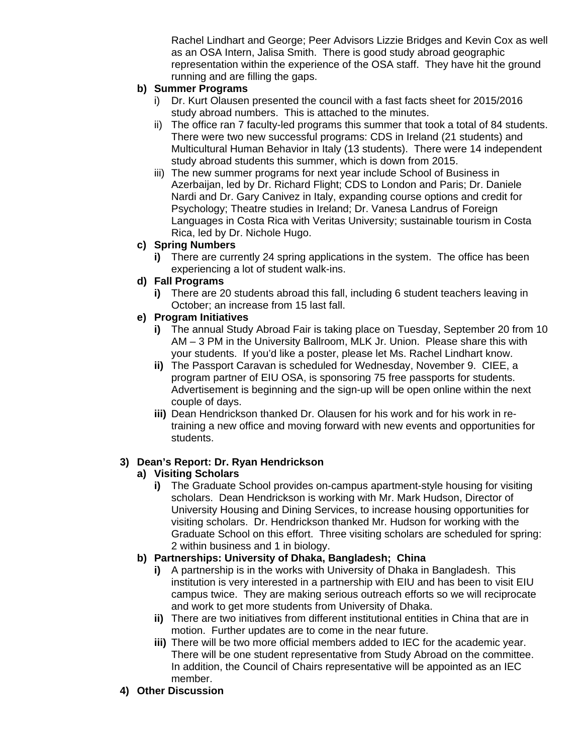Rachel Lindhart and George; Peer Advisors Lizzie Bridges and Kevin Cox as well as an OSA Intern, Jalisa Smith. There is good study abroad geographic representation within the experience of the OSA staff. They have hit the ground running and are filling the gaps.

b) **Summer Programs**

i) Dr. Kurt Olausen presented the council with a fast facts sheet for 2015/2016 study abroad numbers. This is attached to the minutes.

ii) The office ran 7 faculty-led programs this summer that took a total of 84 students. There were two new successful programs: CDS in Ireland (21 students) and Multicultural Human Behavior in Italy (13 students). There were 14 independent study abroad students this summer, which is down from 2015.

iii) The new summer programs for next year include School of Business in Azerbaijan, led by Dr. Richard Flight; CDS to London and Paris; Dr. Daniele Nardi and Dr. Gary Canivez in Italy, expanding course options and credit for Psychology; Theatre studies in Ireland; Dr. Vanesa Landrus of Foreign Languages in Costa Rica with Veritas University; sustainable tourism in Costa Rica, led by Dr. Nichole Hugo.

c) **Spring Numbers**

**i)** There are currently 24 spring applications in the system. The office has been experiencing a lot of student walk-ins.

d) **Fall Programs**

**i)** There are 20 students abroad this fall, including 6 student teachers leaving in October; an increase from 15 last fall.

e) **Program Initiatives**

**i)** The annual Study Abroad Fair is taking place on Tuesday, September 20 from 10 AM – 3 PM in the University Ballroom, MLK Jr. Union. Please share this with your students. If you'd like a poster, please let Ms. Rachel Lindhart know.

**ii)** The Passport Caravan is scheduled for Wednesday, November 9. CIEE, a program partner of EIU OSA, is sponsoring 75 free passports for students. Advertisement is beginning and the sign-up will be open online within the next couple of days.

**iii)** Dean Hendrickson thanked Dr. Olausen for his work and for his work in re-training a new office and moving forward with new events and opportunities for students.

3) **Dean's Report: Dr. Ryan Hendrickson**

a) **Visiting Scholars**

**i)** The Graduate School provides on-campus apartment-style housing for visiting scholars. Dean Hendrickson is working with Mr. Mark Hudson, Director of University Housing and Dining Services, to increase housing opportunities for visiting scholars. Dr. Hendrickson thanked Mr. Hudson for working with the Graduate School on this effort. Three visiting scholars are scheduled for spring: 2 within business and 1 in biology.

b) **Partnerships: University of Dhaka, Bangladesh; China**

**i)** A partnership is in the works with University of Dhaka in Bangladesh. This institution is very interested in a partnership with EIU and has been to visit EIU campus twice. They are making serious outreach efforts so we will reciprocate and work to get more students from University of Dhaka.

**ii)** There are two initiatives from different institutional entities in China that are in motion. Further updates are to come in the near future.

**iii)** There will be two more official members added to IEC for the academic year. There will be one student representative from Study Abroad on the committee. In addition, the Council of Chairs representative will be appointed as an IEC member.

4) **Other Discussion**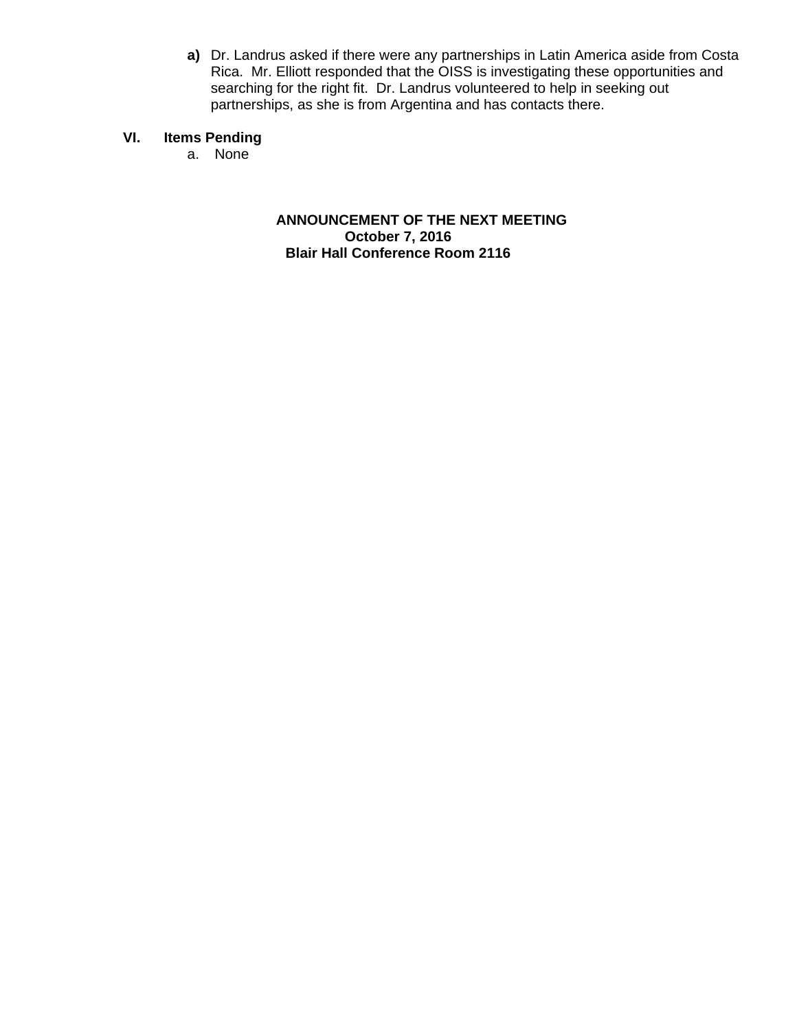**a)** Dr. Landrus asked if there were any partnerships in Latin America aside from Costa Rica. Mr. Elliott responded that the OISS is investigating these opportunities and searching for the right fit. Dr. Landrus volunteered to help in seeking out partnerships, as she is from Argentina and has contacts there.

**VI. Items Pending**

a. None

**ANNOUNCEMENT OF THE NEXT MEETING**
**October 7, 2016**
**Blair Hall Conference Room 2116**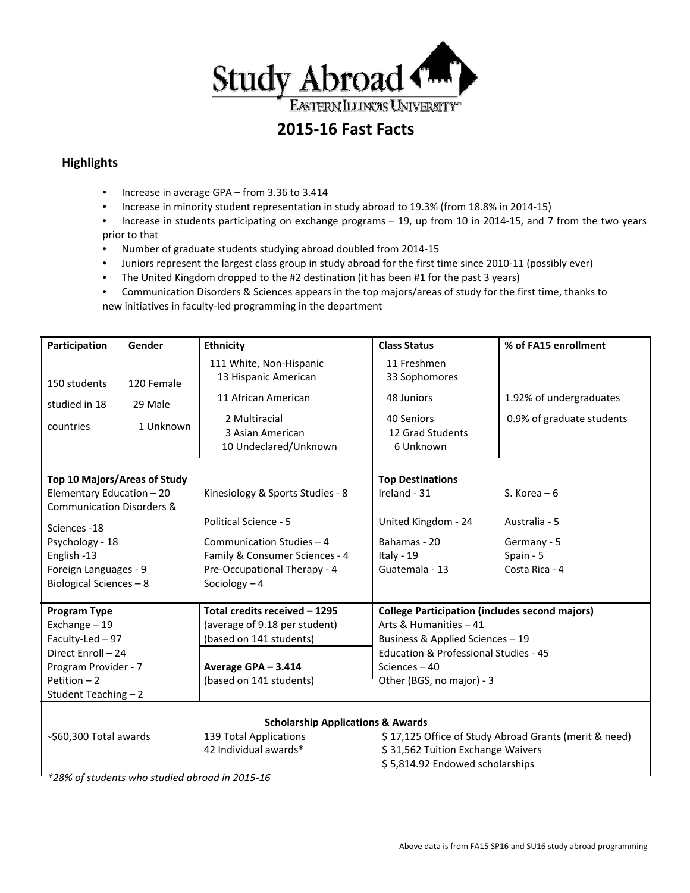# Study Abroad

Eastern Illinois University

## 2015-16 Fast Facts

### Highlights

- Increase in average GPA – from 3.36 to 3.414
- Increase in minority student representation in study abroad to 19.3% (from 18.8% in 2014-15)
- Increase in students participating on exchange programs – 19, up from 10 in 2014-15, and 7 from the two years prior to that
- Number of graduate students studying abroad doubled from 2014-15
- Juniors represent the largest class group in study abroad for the first time since 2010-11 (possibly ever)
- The United Kingdom dropped to the #2 destination (it has been #1 for the past 3 years)
- Communication Disorders & Sciences appears in the top majors/areas of study for the first time, thanks to new initiatives in faculty-led programming in the department

| Participation | Gender | Ethnicity | Class Status | % of FA15 enrollment |
|---|---|---|---|---|
| 150 students studied in 18 countries | 120 Female<br>29 Male<br>1 Unknown | 111 White, Non-Hispanic<br>13 Hispanic American<br>11 African American<br>2 Multiracial<br>3 Asian American<br>10 Undeclared/Unknown | 11 Freshmen<br>33 Sophomores<br>48 Juniors<br>40 Seniors<br>12 Grad Students<br>6 Unknown | 1.92% of undergraduates<br>0.9% of graduate students |

**Top 10 Majors/Areas of Study**

| | |
|---|---|
| Elementary Education – 20 | Kinesiology & Sports Studies - 8 |
| Communication Disorders & Sciences -18 | Political Science - 5 |
| Psychology - 18 | Communication Studies – 4 |
| English -13 | Family & Consumer Sciences - 4 |
| Foreign Languages - 9 | Pre-Occupational Therapy - 4 |
| Biological Sciences – 8 | Sociology – 4 |

**Top Destinations**

| | |
|---|---|
| Ireland - 31 | S. Korea – 6 |
| United Kingdom - 24 | Australia - 5 |
| Bahamas - 20 | Germany - 5 |
| Italy - 19 | Spain - 5 |
| Guatemala - 13 | Costa Rica - 4 |

**Program Type**

- Exchange – 19
- Faculty-Led – 97
- Direct Enroll – 24
- Program Provider - 7
- Petition – 2
- Student Teaching – 2

**Total credits received – 1295**
(average of 9.18 per student)
(based on 141 students)

**Average GPA – 3.414**
(based on 141 students)

**College Participation (includes second majors)**

- Arts & Humanities – 41
- Business & Applied Sciences – 19
- Education & Professional Studies - 45
- Sciences – 40
- Other (BGS, no major) - 3

**Scholarship Applications & Awards**

~$60,300 Total awards

139 Total Applications
42 Individual awards*

$ 17,125 Office of Study Abroad Grants (merit & need)
$ 31,562 Tuition Exchange Waivers
$ 5,814.92 Endowed scholarships

*\*28% of students who studied abroad in 2015-16*

Above data is from FA15 SP16 and SU16 study abroad programming